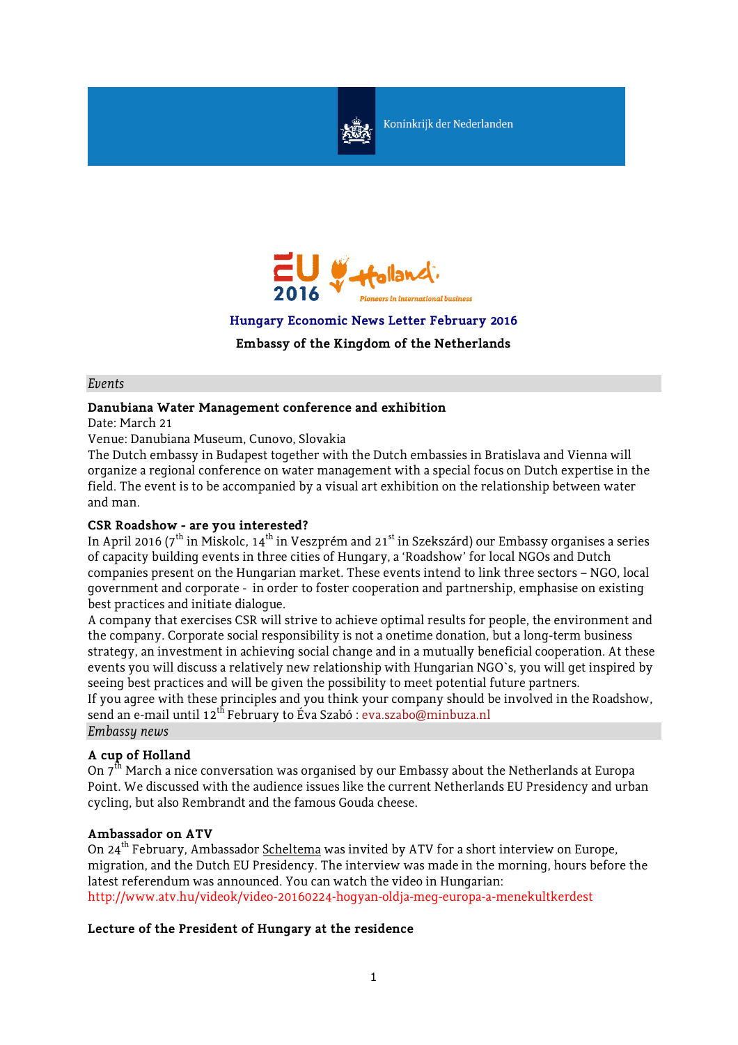Koninkrijk der Nederlanden

EU 2016 Holland. Pioneers in international business

## Hungary Economic News Letter February 2016

**Embassy of the Kingdom of the Netherlands**

*Events*

### Danubiana Water Management conference and exhibition

Date: March 21

Venue: Danubiana Museum, Cunovo, Slovakia

The Dutch embassy in Budapest together with the Dutch embassies in Bratislava and Vienna will organize a regional conference on water management with a special focus on Dutch expertise in the field. The event is to be accompanied by a visual art exhibition on the relationship between water and man.

### CSR Roadshow - are you interested?

In April 2016 (7th in Miskolc, 14th in Veszprém and 21st in Szekszárd) our Embassy organises a series of capacity building events in three cities of Hungary, a 'Roadshow' for local NGOs and Dutch companies present on the Hungarian market. These events intend to link three sectors – NGO, local government and corporate - in order to foster cooperation and partnership, emphasise on existing best practices and initiate dialogue.

A company that exercises CSR will strive to achieve optimal results for people, the environment and the company. Corporate social responsibility is not a onetime donation, but a long-term business strategy, an investment in achieving social change and in a mutually beneficial cooperation. At these events you will discuss a relatively new relationship with Hungarian NGO`s, you will get inspired by seeing best practices and will be given the possibility to meet potential future partners.

If you agree with these principles and you think your company should be involved in the Roadshow, send an e-mail until 12th February to Éva Szabó : eva.szabo@minbuza.nl

*Embassy news*

### A cup of Holland

On 7th March a nice conversation was organised by our Embassy about the Netherlands at Europa Point. We discussed with the audience issues like the current Netherlands EU Presidency and urban cycling, but also Rembrandt and the famous Gouda cheese.

### Ambassador on ATV

On 24th February, Ambassador Scheltema was invited by ATV for a short interview on Europe, migration, and the Dutch EU Presidency. The interview was made in the morning, hours before the latest referendum was announced. You can watch the video in Hungarian:
http://www.atv.hu/videok/video-20160224-hogyan-oldja-meg-europa-a-menekultkerdest

### Lecture of the President of Hungary at the residence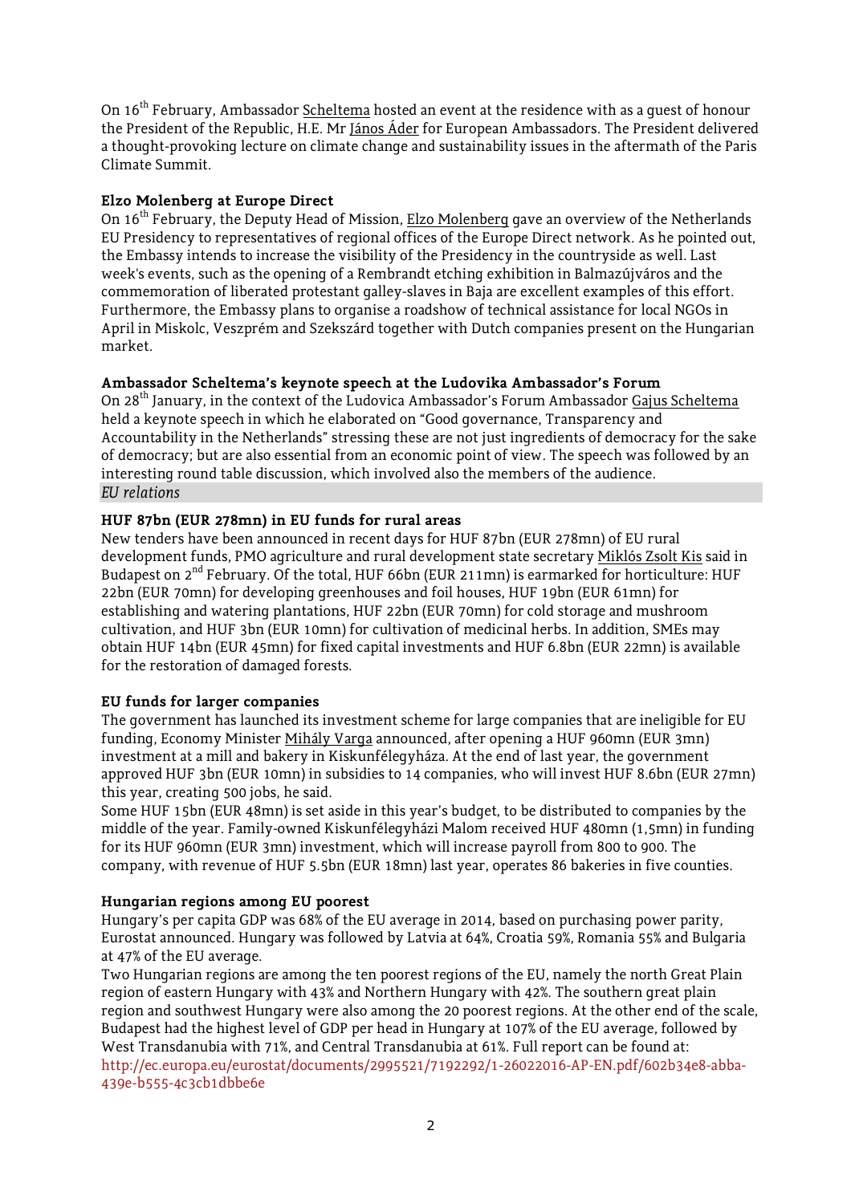On 16th February, Ambassador Scheltema hosted an event at the residence with as a guest of honour the President of the Republic, H.E. Mr János Áder for European Ambassadors. The President delivered a thought-provoking lecture on climate change and sustainability issues in the aftermath of the Paris Climate Summit.

**Elzo Molenberg at Europe Direct**

On 16th February, the Deputy Head of Mission, Elzo Molenberg gave an overview of the Netherlands EU Presidency to representatives of regional offices of the Europe Direct network. As he pointed out, the Embassy intends to increase the visibility of the Presidency in the countryside as well. Last week's events, such as the opening of a Rembrandt etching exhibition in Balmazújváros and the commemoration of liberated protestant galley-slaves in Baja are excellent examples of this effort. Furthermore, the Embassy plans to organise a roadshow of technical assistance for local NGOs in April in Miskolc, Veszprém and Szekszárd together with Dutch companies present on the Hungarian market.

**Ambassador Scheltema's keynote speech at the Ludovika Ambassador's Forum**

On 28th January, in the context of the Ludovica Ambassador's Forum Ambassador Gajus Scheltema held a keynote speech in which he elaborated on "Good governance, Transparency and Accountability in the Netherlands" stressing these are not just ingredients of democracy for the sake of democracy; but are also essential from an economic point of view. The speech was followed by an interesting round table discussion, which involved also the members of the audience.

*EU relations*

**HUF 87bn (EUR 278mn) in EU funds for rural areas**

New tenders have been announced in recent days for HUF 87bn (EUR 278mn) of EU rural development funds, PMO agriculture and rural development state secretary Miklós Zsolt Kis said in Budapest on 2nd February. Of the total, HUF 66bn (EUR 211mn) is earmarked for horticulture: HUF 22bn (EUR 70mn) for developing greenhouses and foil houses, HUF 19bn (EUR 61mn) for establishing and watering plantations, HUF 22bn (EUR 70mn) for cold storage and mushroom cultivation, and HUF 3bn (EUR 10mn) for cultivation of medicinal herbs. In addition, SMEs may obtain HUF 14bn (EUR 45mn) for fixed capital investments and HUF 6.8bn (EUR 22mn) is available for the restoration of damaged forests.

**EU funds for larger companies**

The government has launched its investment scheme for large companies that are ineligible for EU funding, Economy Minister Mihály Varga announced, after opening a HUF 960mn (EUR 3mn) investment at a mill and bakery in Kiskunfélegyháza. At the end of last year, the government approved HUF 3bn (EUR 10mn) in subsidies to 14 companies, who will invest HUF 8.6bn (EUR 27mn) this year, creating 500 jobs, he said.

Some HUF 15bn (EUR 48mn) is set aside in this year's budget, to be distributed to companies by the middle of the year. Family-owned Kiskunfélegyházi Malom received HUF 480mn (1,5mn) in funding for its HUF 960mn (EUR 3mn) investment, which will increase payroll from 800 to 900. The company, with revenue of HUF 5.5bn (EUR 18mn) last year, operates 86 bakeries in five counties.

**Hungarian regions among EU poorest**

Hungary's per capita GDP was 68% of the EU average in 2014, based on purchasing power parity, Eurostat announced. Hungary was followed by Latvia at 64%, Croatia 59%, Romania 55% and Bulgaria at 47% of the EU average.

Two Hungarian regions are among the ten poorest regions of the EU, namely the north Great Plain region of eastern Hungary with 43% and Northern Hungary with 42%. The southern great plain region and southwest Hungary were also among the 20 poorest regions. At the other end of the scale, Budapest had the highest level of GDP per head in Hungary at 107% of the EU average, followed by West Transdanubia with 71%, and Central Transdanubia at 61%. Full report can be found at: http://ec.europa.eu/eurostat/documents/2995521/7192292/1-26022016-AP-EN.pdf/602b34e8-abba-439e-b555-4c3cb1dbbe6e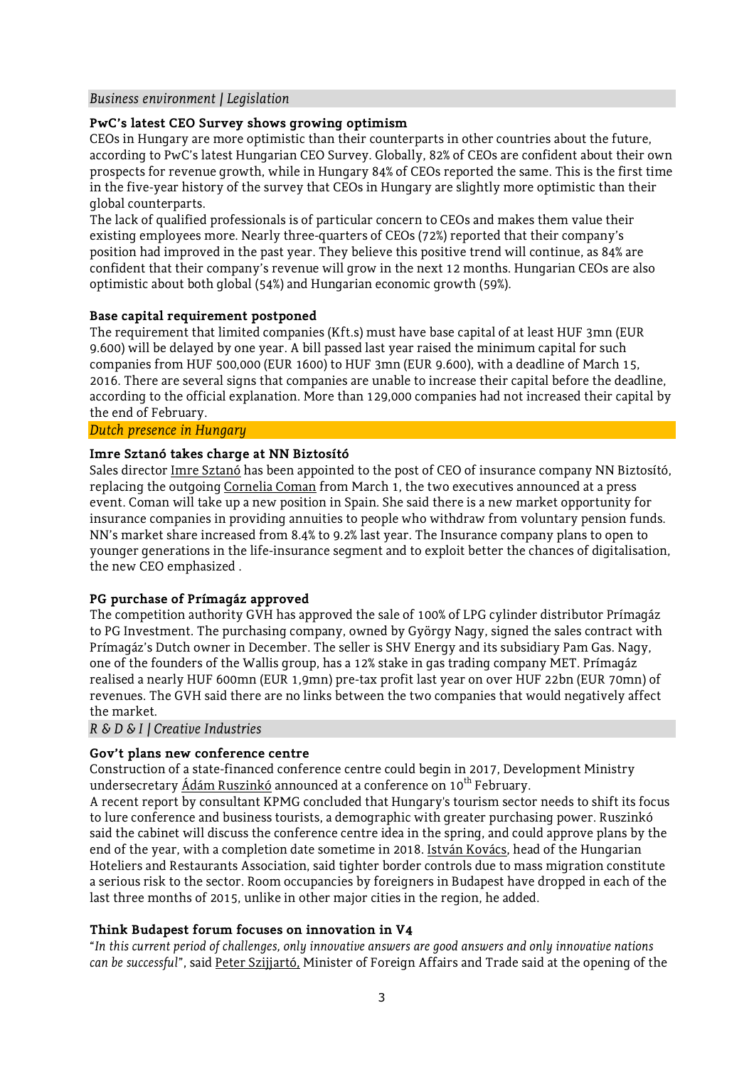*Business environment | Legislation*

**PwC's latest CEO Survey shows growing optimism**

CEOs in Hungary are more optimistic than their counterparts in other countries about the future, according to PwC's latest Hungarian CEO Survey. Globally, 82% of CEOs are confident about their own prospects for revenue growth, while in Hungary 84% of CEOs reported the same. This is the first time in the five-year history of the survey that CEOs in Hungary are slightly more optimistic than their global counterparts.

The lack of qualified professionals is of particular concern to CEOs and makes them value their existing employees more. Nearly three-quarters of CEOs (72%) reported that their company's position had improved in the past year. They believe this positive trend will continue, as 84% are confident that their company's revenue will grow in the next 12 months. Hungarian CEOs are also optimistic about both global (54%) and Hungarian economic growth (59%).

**Base capital requirement postponed**

The requirement that limited companies (Kft.s) must have base capital of at least HUF 3mn (EUR 9.600) will be delayed by one year. A bill passed last year raised the minimum capital for such companies from HUF 500,000 (EUR 1600) to HUF 3mn (EUR 9.600), with a deadline of March 15, 2016. There are several signs that companies are unable to increase their capital before the deadline, according to the official explanation. More than 129,000 companies had not increased their capital by the end of February.

*Dutch presence in Hungary*

**Imre Sztanó takes charge at NN Biztosító**

Sales director Imre Sztanó has been appointed to the post of CEO of insurance company NN Biztosító, replacing the outgoing Cornelia Coman from March 1, the two executives announced at a press event. Coman will take up a new position in Spain. She said there is a new market opportunity for insurance companies in providing annuities to people who withdraw from voluntary pension funds. NN's market share increased from 8.4% to 9.2% last year. The Insurance company plans to open to younger generations in the life-insurance segment and to exploit better the chances of digitalisation, the new CEO emphasized .

**PG purchase of Prímagáz approved**

The competition authority GVH has approved the sale of 100% of LPG cylinder distributor Prímagáz to PG Investment. The purchasing company, owned by György Nagy, signed the sales contract with Prímagáz's Dutch owner in December. The seller is SHV Energy and its subsidiary Pam Gas. Nagy, one of the founders of the Wallis group, has a 12% stake in gas trading company MET. Prímagáz realised a nearly HUF 600mn (EUR 1,9mn) pre-tax profit last year on over HUF 22bn (EUR 70mn) of revenues. The GVH said there are no links between the two companies that would negatively affect the market.

*R & D & I | Creative Industries*

**Gov't plans new conference centre**

Construction of a state-financed conference centre could begin in 2017, Development Ministry undersecretary Ádám Ruszinkó announced at a conference on 10th February.

A recent report by consultant KPMG concluded that Hungary's tourism sector needs to shift its focus to lure conference and business tourists, a demographic with greater purchasing power. Ruszinkó said the cabinet will discuss the conference centre idea in the spring, and could approve plans by the end of the year, with a completion date sometime in 2018. István Kovács, head of the Hungarian Hoteliers and Restaurants Association, said tighter border controls due to mass migration constitute a serious risk to the sector. Room occupancies by foreigners in Budapest have dropped in each of the last three months of 2015, unlike in other major cities in the region, he added.

**Think Budapest forum focuses on innovation in V4**

"*In this current period of challenges, only innovative answers are good answers and only innovative nations can be successful*", said Peter Szijjartó, Minister of Foreign Affairs and Trade said at the opening of the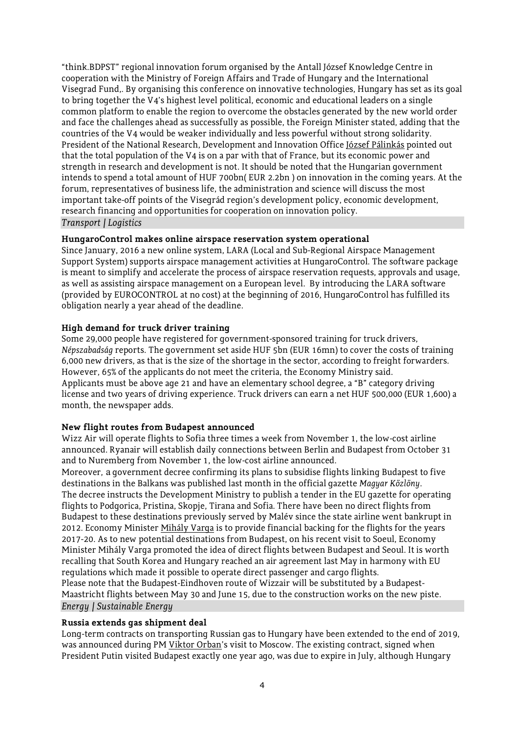"think.BDPST" regional innovation forum organised by the Antall József Knowledge Centre in cooperation with the Ministry of Foreign Affairs and Trade of Hungary and the International Visegrad Fund,. By organising this conference on innovative technologies, Hungary has set as its goal to bring together the V4's highest level political, economic and educational leaders on a single common platform to enable the region to overcome the obstacles generated by the new world order and face the challenges ahead as successfully as possible, the Foreign Minister stated, adding that the countries of the V4 would be weaker individually and less powerful without strong solidarity. President of the National Research, Development and Innovation Office József Pálinkás pointed out that the total population of the V4 is on a par with that of France, but its economic power and strength in research and development is not. It should be noted that the Hungarian government intends to spend a total amount of HUF 700bn( EUR 2.2bn ) on innovation in the coming years. At the forum, representatives of business life, the administration and science will discuss the most important take-off points of the Visegrád region's development policy, economic development, research financing and opportunities for cooperation on innovation policy.

*Transport | Logistics*

**HungaroControl makes online airspace reservation system operational**

Since January, 2016 a new online system, LARA (Local and Sub-Regional Airspace Management Support System) supports airspace management activities at HungaroControl. The software package is meant to simplify and accelerate the process of airspace reservation requests, approvals and usage, as well as assisting airspace management on a European level. By introducing the LARA software (provided by EUROCONTROL at no cost) at the beginning of 2016, HungaroControl has fulfilled its obligation nearly a year ahead of the deadline.

**High demand for truck driver training**

Some 29,000 people have registered for government-sponsored training for truck drivers, *Népszabadság* reports. The government set aside HUF 5bn (EUR 16mn) to cover the costs of training 6,000 new drivers, as that is the size of the shortage in the sector, according to freight forwarders. However, 65% of the applicants do not meet the criteria, the Economy Ministry said.
Applicants must be above age 21 and have an elementary school degree, a "B" category driving license and two years of driving experience. Truck drivers can earn a net HUF 500,000 (EUR 1,600) a month, the newspaper adds.

**New flight routes from Budapest announced**

Wizz Air will operate flights to Sofia three times a week from November 1, the low-cost airline announced. Ryanair will establish daily connections between Berlin and Budapest from October 31 and to Nuremberg from November 1, the low-cost airline announced.
Moreover, a government decree confirming its plans to subsidise flights linking Budapest to five destinations in the Balkans was published last month in the official gazette *Magyar Közlöny*.
The decree instructs the Development Ministry to publish a tender in the EU gazette for operating flights to Podgorica, Pristina, Skopje, Tirana and Sofia. There have been no direct flights from Budapest to these destinations previously served by Malév since the state airline went bankrupt in 2012. Economy Minister Mihály Varga is to provide financial backing for the flights for the years 2017-20. As to new potential destinations from Budapest, on his recent visit to Soeul, Economy Minister Mihály Varga promoted the idea of direct flights between Budapest and Seoul. It is worth recalling that South Korea and Hungary reached an air agreement last May in harmony with EU regulations which made it possible to operate direct passenger and cargo flights.
Please note that the Budapest-Eindhoven route of Wizzair will be substituted by a Budapest-Maastricht flights between May 30 and June 15, due to the construction works on the new piste.

*Energy | Sustainable Energy*

**Russia extends gas shipment deal**

Long-term contracts on transporting Russian gas to Hungary have been extended to the end of 2019, was announced during PM Viktor Orban's visit to Moscow. The existing contract, signed when President Putin visited Budapest exactly one year ago, was due to expire in July, although Hungary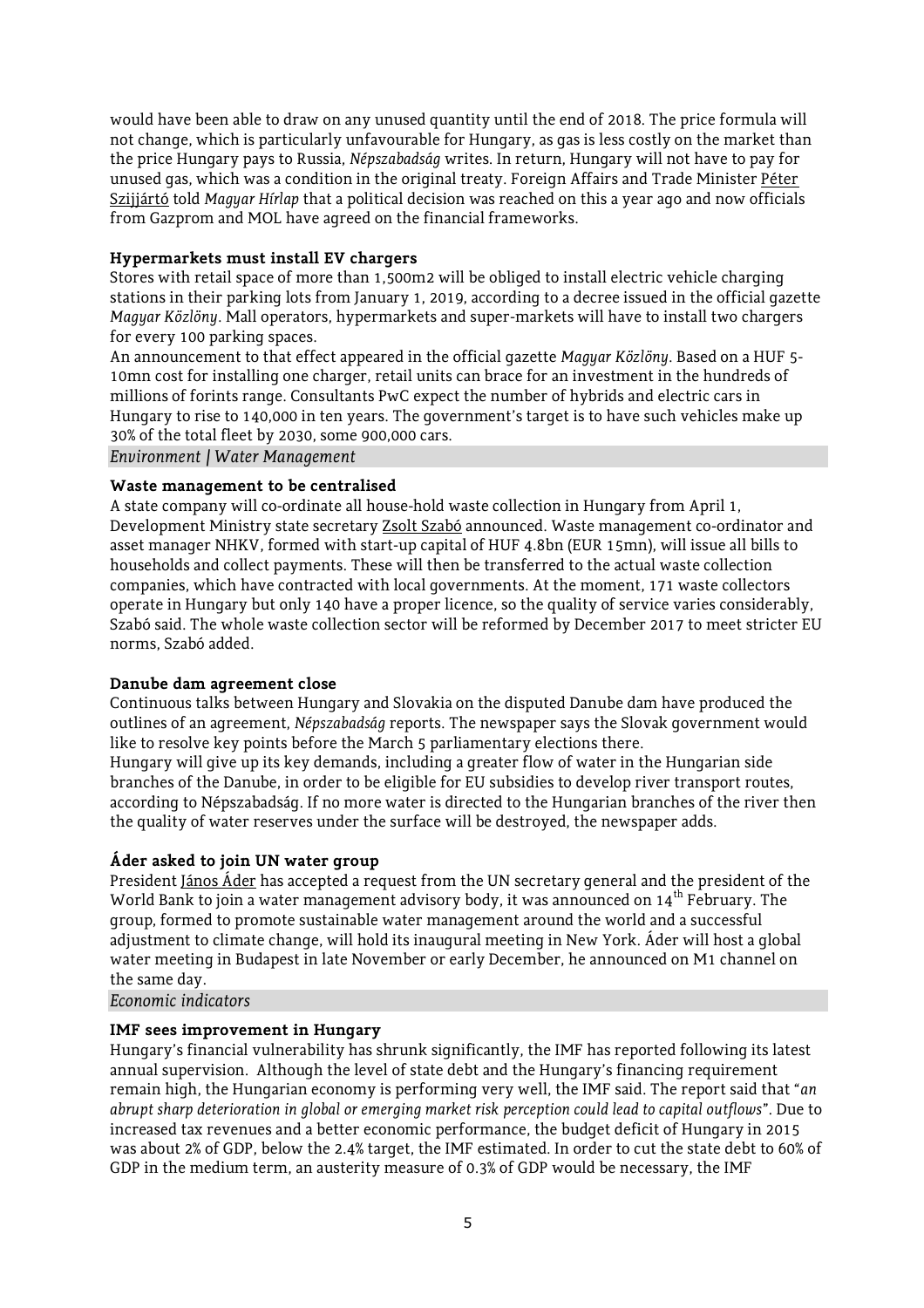would have been able to draw on any unused quantity until the end of 2018. The price formula will not change, which is particularly unfavourable for Hungary, as gas is less costly on the market than the price Hungary pays to Russia, *Népszabadság* writes. In return, Hungary will not have to pay for unused gas, which was a condition in the original treaty. Foreign Affairs and Trade Minister Péter Szijjártó told *Magyar Hírlap* that a political decision was reached on this a year ago and now officials from Gazprom and MOL have agreed on the financial frameworks.

**Hypermarkets must install EV chargers**

Stores with retail space of more than 1,500m2 will be obliged to install electric vehicle charging stations in their parking lots from January 1, 2019, according to a decree issued in the official gazette *Magyar Közlöny*. Mall operators, hypermarkets and super-markets will have to install two chargers for every 100 parking spaces.

An announcement to that effect appeared in the official gazette *Magyar Közlöny*. Based on a HUF 5-10mn cost for installing one charger, retail units can brace for an investment in the hundreds of millions of forints range. Consultants PwC expect the number of hybrids and electric cars in Hungary to rise to 140,000 in ten years. The government's target is to have such vehicles make up 30% of the total fleet by 2030, some 900,000 cars.

## *Environment | Water Management*

**Waste management to be centralised**

A state company will co-ordinate all house-hold waste collection in Hungary from April 1, Development Ministry state secretary Zsolt Szabó announced. Waste management co-ordinator and asset manager NHKV, formed with start-up capital of HUF 4.8bn (EUR 15mn), will issue all bills to households and collect payments. These will then be transferred to the actual waste collection companies, which have contracted with local governments. At the moment, 171 waste collectors operate in Hungary but only 140 have a proper licence, so the quality of service varies considerably, Szabó said. The whole waste collection sector will be reformed by December 2017 to meet stricter EU norms, Szabó added.

**Danube dam agreement close**

Continuous talks between Hungary and Slovakia on the disputed Danube dam have produced the outlines of an agreement, *Népszabadság* reports. The newspaper says the Slovak government would like to resolve key points before the March 5 parliamentary elections there.

Hungary will give up its key demands, including a greater flow of water in the Hungarian side branches of the Danube, in order to be eligible for EU subsidies to develop river transport routes, according to Népszabadság. If no more water is directed to the Hungarian branches of the river then the quality of water reserves under the surface will be destroyed, the newspaper adds.

**Áder asked to join UN water group**

President János Áder has accepted a request from the UN secretary general and the president of the World Bank to join a water management advisory body, it was announced on 14th February. The group, formed to promote sustainable water management around the world and a successful adjustment to climate change, will hold its inaugural meeting in New York. Áder will host a global water meeting in Budapest in late November or early December, he announced on M1 channel on the same day.

## *Economic indicators*

**IMF sees improvement in Hungary**

Hungary's financial vulnerability has shrunk significantly, the IMF has reported following its latest annual supervision. Although the level of state debt and the Hungary's financing requirement remain high, the Hungarian economy is performing very well, the IMF said. The report said that "*an abrupt sharp deterioration in global or emerging market risk perception could lead to capital outflows*". Due to increased tax revenues and a better economic performance, the budget deficit of Hungary in 2015 was about 2% of GDP, below the 2.4% target, the IMF estimated. In order to cut the state debt to 60% of GDP in the medium term, an austerity measure of 0.3% of GDP would be necessary, the IMF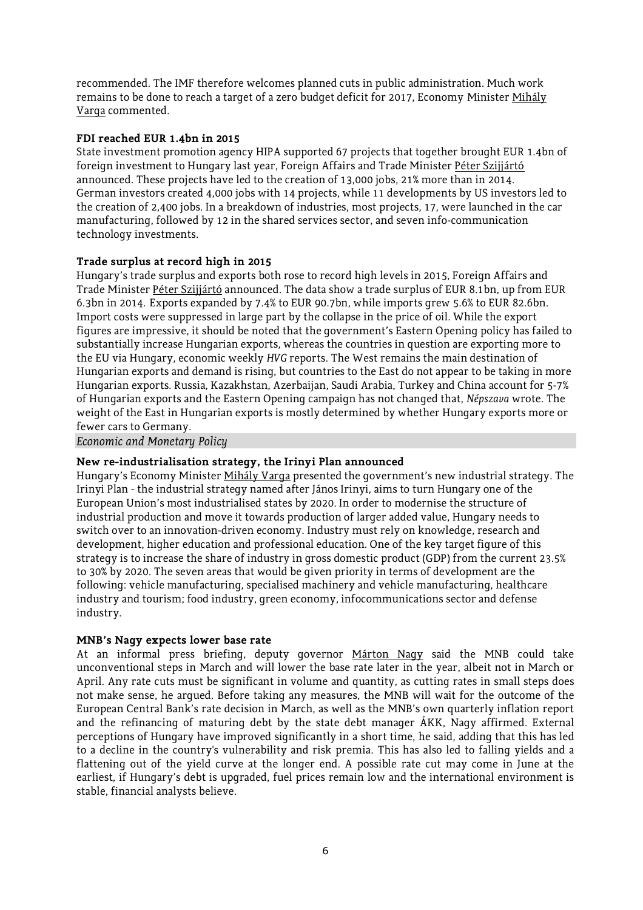recommended. The IMF therefore welcomes planned cuts in public administration. Much work remains to be done to reach a target of a zero budget deficit for 2017, Economy Minister Mihály Varga commented.

**FDI reached EUR 1.4bn in 2015**

State investment promotion agency HIPA supported 67 projects that together brought EUR 1.4bn of foreign investment to Hungary last year, Foreign Affairs and Trade Minister Péter Szijjártó announced. These projects have led to the creation of 13,000 jobs, 21% more than in 2014. German investors created 4,000 jobs with 14 projects, while 11 developments by US investors led to the creation of 2,400 jobs. In a breakdown of industries, most projects, 17, were launched in the car manufacturing, followed by 12 in the shared services sector, and seven info-communication technology investments.

**Trade surplus at record high in 2015**

Hungary's trade surplus and exports both rose to record high levels in 2015, Foreign Affairs and Trade Minister Péter Szijjártó announced. The data show a trade surplus of EUR 8.1bn, up from EUR 6.3bn in 2014. Exports expanded by 7.4% to EUR 90.7bn, while imports grew 5.6% to EUR 82.6bn. Import costs were suppressed in large part by the collapse in the price of oil. While the export figures are impressive, it should be noted that the government's Eastern Opening policy has failed to substantially increase Hungarian exports, whereas the countries in question are exporting more to the EU via Hungary, economic weekly *HVG* reports. The West remains the main destination of Hungarian exports and demand is rising, but countries to the East do not appear to be taking in more Hungarian exports. Russia, Kazakhstan, Azerbaijan, Saudi Arabia, Turkey and China account for 5-7% of Hungarian exports and the Eastern Opening campaign has not changed that, *Népszava* wrote. The weight of the East in Hungarian exports is mostly determined by whether Hungary exports more or fewer cars to Germany.

## *Economic and Monetary Policy*

**New re-industrialisation strategy, the Irinyi Plan announced**

Hungary's Economy Minister Mihály Varga presented the government's new industrial strategy. The Irinyi Plan - the industrial strategy named after János Irinyi, aims to turn Hungary one of the European Union's most industrialised states by 2020. In order to modernise the structure of industrial production and move it towards production of larger added value, Hungary needs to switch over to an innovation-driven economy. Industry must rely on knowledge, research and development, higher education and professional education. One of the key target figure of this strategy is to increase the share of industry in gross domestic product (GDP) from the current 23.5% to 30% by 2020. The seven areas that would be given priority in terms of development are the following: vehicle manufacturing, specialised machinery and vehicle manufacturing, healthcare industry and tourism; food industry, green economy, infocommunications sector and defense industry.

**MNB's Nagy expects lower base rate**

At an informal press briefing, deputy governor Márton Nagy said the MNB could take unconventional steps in March and will lower the base rate later in the year, albeit not in March or April. Any rate cuts must be significant in volume and quantity, as cutting rates in small steps does not make sense, he argued. Before taking any measures, the MNB will wait for the outcome of the European Central Bank's rate decision in March, as well as the MNB's own quarterly inflation report and the refinancing of maturing debt by the state debt manager ÁKK, Nagy affirmed. External perceptions of Hungary have improved significantly in a short time, he said, adding that this has led to a decline in the country's vulnerability and risk premia. This has also led to falling yields and a flattening out of the yield curve at the longer end. A possible rate cut may come in June at the earliest, if Hungary's debt is upgraded, fuel prices remain low and the international environment is stable, financial analysts believe.